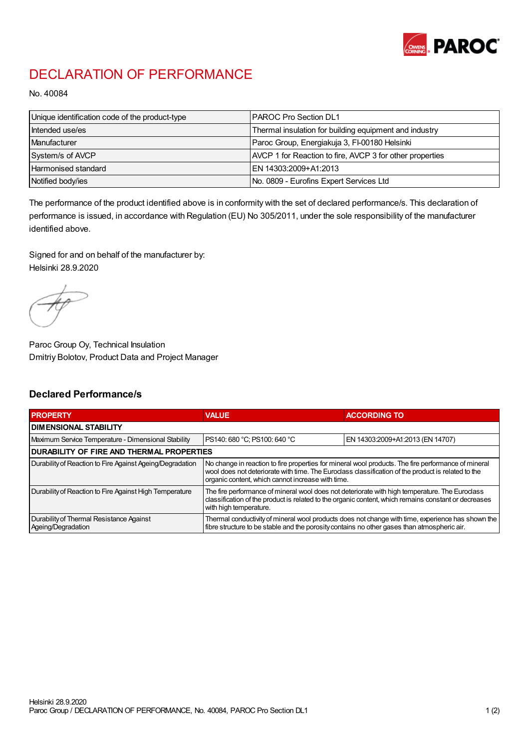# DECLARATION OF PERFORMANCE

No. 40084

| | |
|---|---|
| Unique identification code of the product-type | PAROC Pro Section DL1 |
| Intended use/es | Thermal insulation for building equipment and industry |
| Manufacturer | Paroc Group, Energiakuja 3, FI-00180 Helsinki |
| System/s of AVCP | AVCP 1 for Reaction to fire, AVCP 3 for other properties |
| Harmonised standard | EN 14303:2009+A1:2013 |
| Notified body/ies | No. 0809 - Eurofins Expert Services Ltd |

The performance of the product identified above is in conformity with the set of declared performance/s. This declaration of performance is issued, in accordance with Regulation (EU) No 305/2011, under the sole responsibility of the manufacturer identified above.

Signed for and on behalf of the manufacturer by:
Helsinki 28.9.2020

Paroc Group Oy, Technical Insulation
Dmitriy Bolotov, Product Data and Project Manager

## Declared Performance/s

| PROPERTY | VALUE | ACCORDING TO |
|---|---|---|
| **DIMENSIONAL STABILITY** | | |
| Maximum Service Temperature - Dimensional Stability | PS140: 680 °C; PS100: 640 °C | EN 14303:2009+A1:2013 (EN 14707) |
| **DURABILITY OF FIRE AND THERMAL PROPERTIES** | | |
| Durability of Reaction to Fire Against Ageing/Degradation | No change in reaction to fire properties for mineral wool products. The fire performance of mineral wool does not deteriorate with time. The Euroclass classification of the product is related to the organic content, which cannot increase with time. | |
| Durability of Reaction to Fire Against High Temperature | The fire performance of mineral wool does not deteriorate with high temperature. The Euroclass classification of the product is related to the organic content, which remains constant or decreases with high temperature. | |
| Durability of Thermal Resistance Against Ageing/Degradation | Thermal conductivity of mineral wool products does not change with time, experience has shown the fibre structure to be stable and the porosity contains no other gases than atmospheric air. | |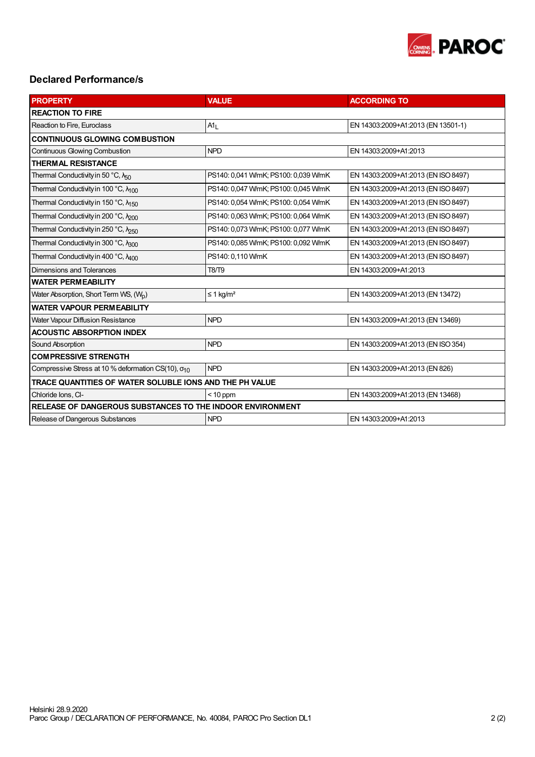## Declared Performance/s

| PROPERTY | VALUE | ACCORDING TO |
|---|---|---|
| **REACTION TO FIRE** | | |
| Reaction to Fire, Euroclass | $A1_L$ | EN 14303:2009+A1:2013 (EN 13501-1) |
| **CONTINUOUS GLOWING COMBUSTION** | | |
| Continuous Glowing Combustion | NPD | EN 14303:2009+A1:2013 |
| **THERMAL RESISTANCE** | | |
| Thermal Conductivity in 50 °C, $\lambda_{50}$ | PS140: 0,041 W/mK; PS100: 0,039 W/mK | EN 14303:2009+A1:2013 (EN ISO 8497) |
| Thermal Conductivity in 100 °C, $\lambda_{100}$ | PS140: 0,047 W/mK; PS100: 0,045 W/mK | EN 14303:2009+A1:2013 (EN ISO 8497) |
| Thermal Conductivity in 150 °C, $\lambda_{150}$ | PS140: 0,054 W/mK; PS100: 0,054 W/mK | EN 14303:2009+A1:2013 (EN ISO 8497) |
| Thermal Conductivity in 200 °C, $\lambda_{200}$ | PS140: 0,063 W/mK; PS100: 0,064 W/mK | EN 14303:2009+A1:2013 (EN ISO 8497) |
| Thermal Conductivity in 250 °C, $\lambda_{250}$ | PS140: 0,073 W/mK; PS100: 0,077 W/mK | EN 14303:2009+A1:2013 (EN ISO 8497) |
| Thermal Conductivity in 300 °C, $\lambda_{300}$ | PS140: 0,085 W/mK; PS100: 0,092 W/mK | EN 14303:2009+A1:2013 (EN ISO 8497) |
| Thermal Conductivity in 400 °C, $\lambda_{400}$ | PS140: 0,110 W/mK | EN 14303:2009+A1:2013 (EN ISO 8497) |
| Dimensions and Tolerances | T8/T9 | EN 14303:2009+A1:2013 |
| **WATER PERMEABILITY** | | |
| Water Absorption, Short Term WS, ($W_p$) | ≤ 1 kg/m² | EN 14303:2009+A1:2013 (EN 13472) |
| **WATER VAPOUR PERMEABILITY** | | |
| Water Vapour Diffusion Resistance | NPD | EN 14303:2009+A1:2013 (EN 13469) |
| **ACOUSTIC ABSORPTION INDEX** | | |
| Sound Absorption | NPD | EN 14303:2009+A1:2013 (EN ISO 354) |
| **COMPRESSIVE STRENGTH** | | |
| Compressive Stress at 10 % deformation CS(10), $\sigma_{10}$ | NPD | EN 14303:2009+A1:2013 (EN 826) |
| **TRACE QUANTITIES OF WATER SOLUBLE IONS AND THE PH VALUE** | | |
| Chloride Ions, Cl- | < 10 ppm | EN 14303:2009+A1:2013 (EN 13468) |
| **RELEASE OF DANGEROUS SUBSTANCES TO THE INDOOR ENVIRONMENT** | | |
| Release of Dangerous Substances | NPD | EN 14303:2009+A1:2013 |

Helsinki 28.9.2020
Paroc Group / DECLARATION OF PERFORMANCE, No. 40084, PAROC Pro Section DL1